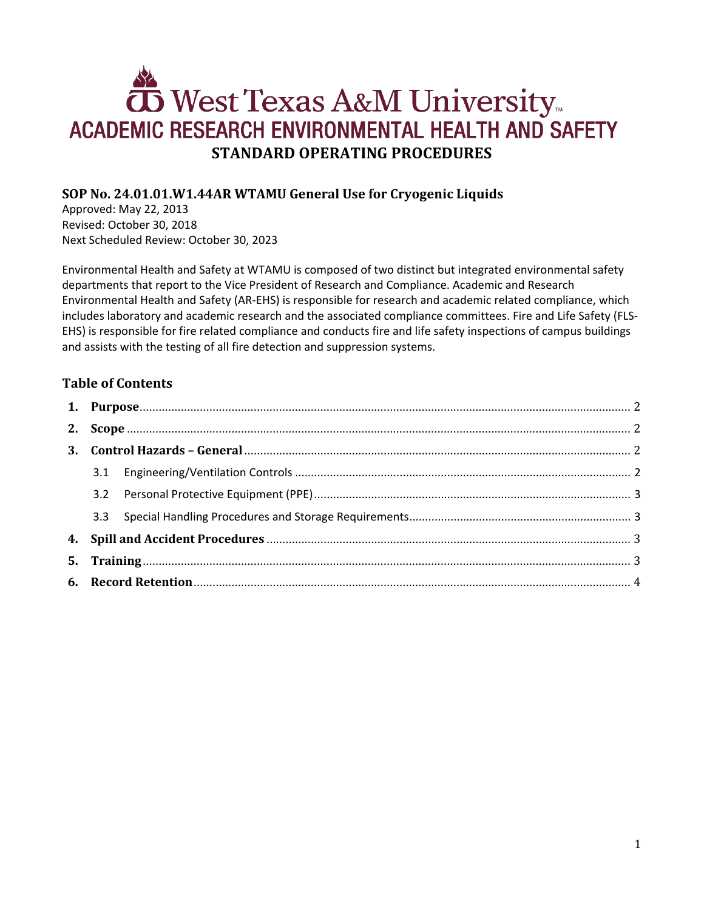# West Texas A&M University

## ACADEMIC RESEARCH ENVIRONMENTAL HEALTH AND SAFETY

## STANDARD OPERATING PROCEDURES

### SOP No. 24.01.01.W1.44AR WTAMU General Use for Cryogenic Liquids

Approved: May 22, 2013
Revised: October 30, 2018
Next Scheduled Review: October 30, 2023

Environmental Health and Safety at WTAMU is composed of two distinct but integrated environmental safety departments that report to the Vice President of Research and Compliance. Academic and Research Environmental Health and Safety (AR-EHS) is responsible for research and academic related compliance, which includes laboratory and academic research and the associated compliance committees. Fire and Life Safety (FLS-EHS) is responsible for fire related compliance and conducts fire and life safety inspections of campus buildings and assists with the testing of all fire detection and suppression systems.

### Table of Contents

1. **Purpose** ........ 2
2. **Scope** ........ 2
3. **Control Hazards – General** ........ 2
   - 3.1 Engineering/Ventilation Controls ........ 2
   - 3.2 Personal Protective Equipment (PPE) ........ 3
   - 3.3 Special Handling Procedures and Storage Requirements ........ 3
4. **Spill and Accident Procedures** ........ 3
5. **Training** ........ 3
6. **Record Retention** ........ 4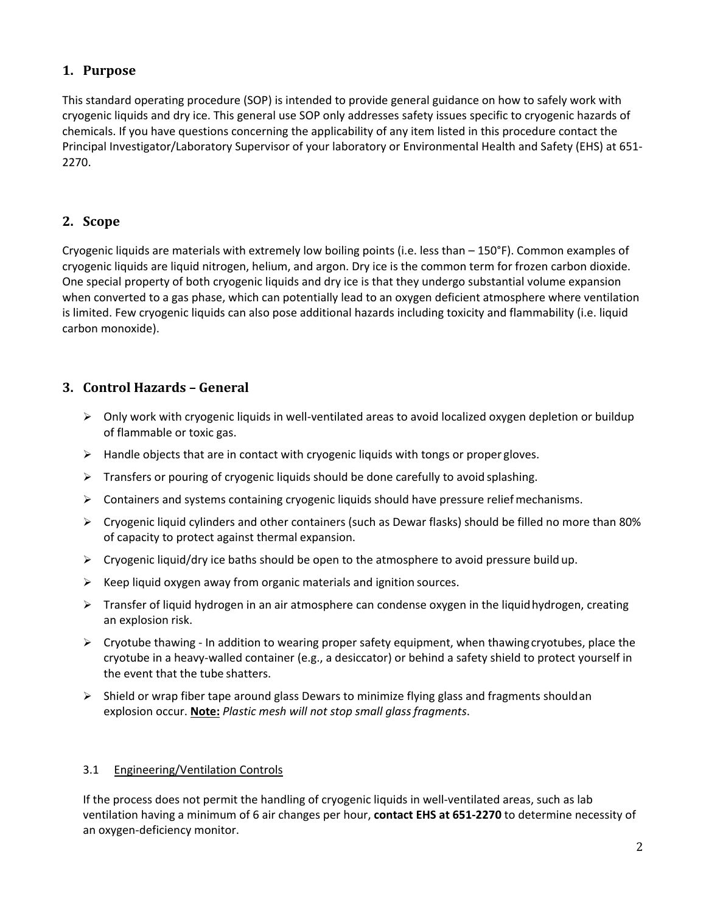## 1. Purpose

This standard operating procedure (SOP) is intended to provide general guidance on how to safely work with cryogenic liquids and dry ice. This general use SOP only addresses safety issues specific to cryogenic hazards of chemicals. If you have questions concerning the applicability of any item listed in this procedure contact the Principal Investigator/Laboratory Supervisor of your laboratory or Environmental Health and Safety (EHS) at 651-2270.

## 2. Scope

Cryogenic liquids are materials with extremely low boiling points (i.e. less than – 150°F). Common examples of cryogenic liquids are liquid nitrogen, helium, and argon. Dry ice is the common term for frozen carbon dioxide. One special property of both cryogenic liquids and dry ice is that they undergo substantial volume expansion when converted to a gas phase, which can potentially lead to an oxygen deficient atmosphere where ventilation is limited. Few cryogenic liquids can also pose additional hazards including toxicity and flammability (i.e. liquid carbon monoxide).

## 3. Control Hazards – General

- Only work with cryogenic liquids in well-ventilated areas to avoid localized oxygen depletion or buildup of flammable or toxic gas.
- Handle objects that are in contact with cryogenic liquids with tongs or proper gloves.
- Transfers or pouring of cryogenic liquids should be done carefully to avoid splashing.
- Containers and systems containing cryogenic liquids should have pressure relief mechanisms.
- Cryogenic liquid cylinders and other containers (such as Dewar flasks) should be filled no more than 80% of capacity to protect against thermal expansion.
- Cryogenic liquid/dry ice baths should be open to the atmosphere to avoid pressure build up.
- Keep liquid oxygen away from organic materials and ignition sources.
- Transfer of liquid hydrogen in an air atmosphere can condense oxygen in the liquid hydrogen, creating an explosion risk.
- Cryotube thawing - In addition to wearing proper safety equipment, when thawing cryotubes, place the cryotube in a heavy-walled container (e.g., a desiccator) or behind a safety shield to protect yourself in the event that the tube shatters.
- Shield or wrap fiber tape around glass Dewars to minimize flying glass and fragments should an explosion occur. **Note:** *Plastic mesh will not stop small glass fragments*.

### 3.1 Engineering/Ventilation Controls

If the process does not permit the handling of cryogenic liquids in well-ventilated areas, such as lab ventilation having a minimum of 6 air changes per hour, **contact EHS at 651-2270** to determine necessity of an oxygen-deficiency monitor.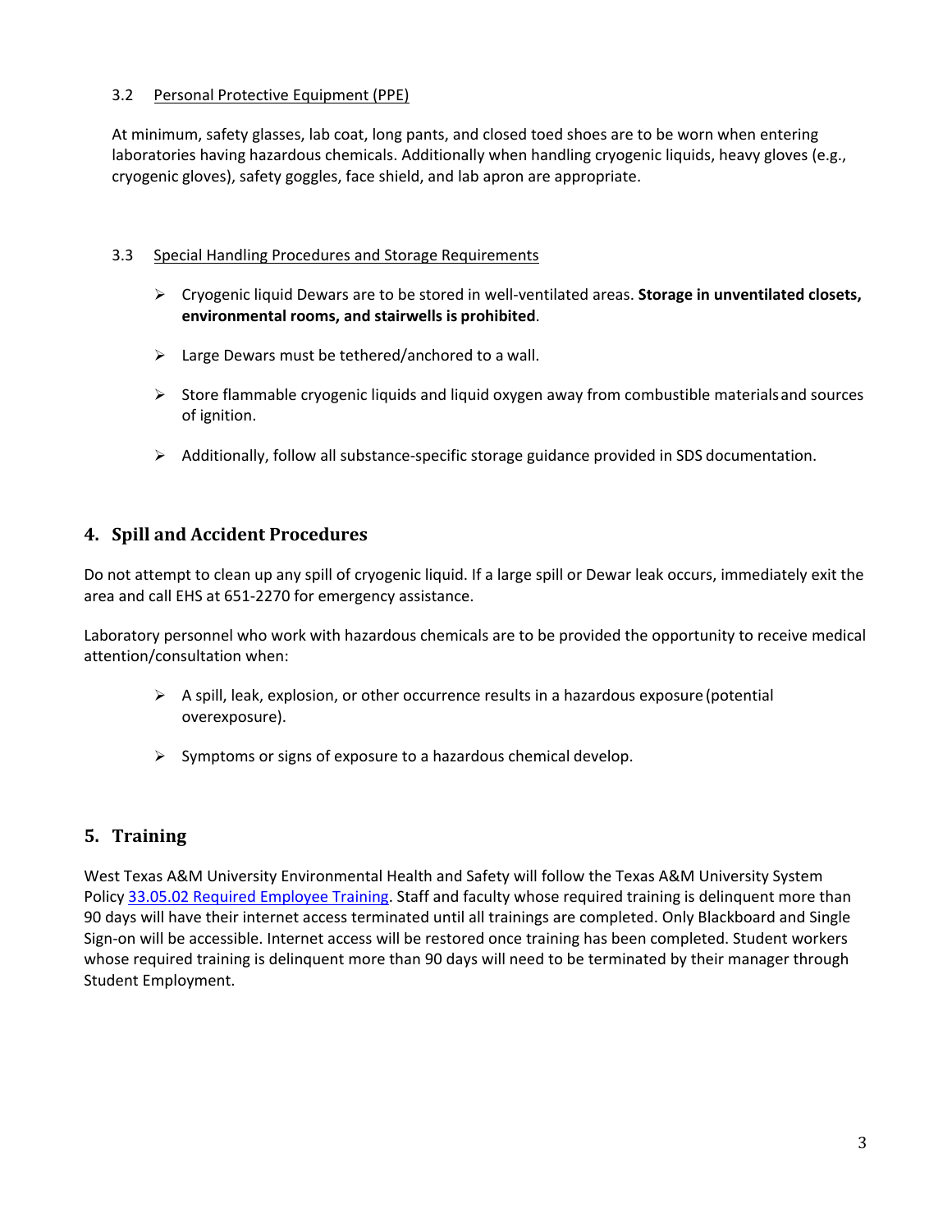### 3.2 Personal Protective Equipment (PPE)

At minimum, safety glasses, lab coat, long pants, and closed toed shoes are to be worn when entering laboratories having hazardous chemicals. Additionally when handling cryogenic liquids, heavy gloves (e.g., cryogenic gloves), safety goggles, face shield, and lab apron are appropriate.

### 3.3 Special Handling Procedures and Storage Requirements

- Cryogenic liquid Dewars are to be stored in well-ventilated areas. **Storage in unventilated closets, environmental rooms, and stairwells is prohibited**.
- Large Dewars must be tethered/anchored to a wall.
- Store flammable cryogenic liquids and liquid oxygen away from combustible materials and sources of ignition.
- Additionally, follow all substance-specific storage guidance provided in SDS documentation.

## 4. Spill and Accident Procedures

Do not attempt to clean up any spill of cryogenic liquid. If a large spill or Dewar leak occurs, immediately exit the area and call EHS at 651-2270 for emergency assistance.

Laboratory personnel who work with hazardous chemicals are to be provided the opportunity to receive medical attention/consultation when:

- A spill, leak, explosion, or other occurrence results in a hazardous exposure (potential overexposure).
- Symptoms or signs of exposure to a hazardous chemical develop.

## 5. Training

West Texas A&M University Environmental Health and Safety will follow the Texas A&M University System Policy [33.05.02 Required Employee Training](). Staff and faculty whose required training is delinquent more than 90 days will have their internet access terminated until all trainings are completed. Only Blackboard and Single Sign-on will be accessible. Internet access will be restored once training has been completed. Student workers whose required training is delinquent more than 90 days will need to be terminated by their manager through Student Employment.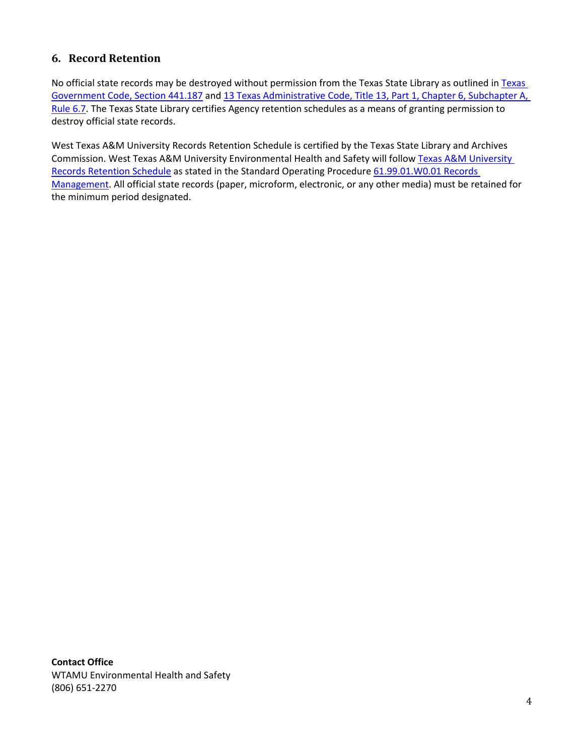## 6. Record Retention

No official state records may be destroyed without permission from the Texas State Library as outlined in Texas Government Code, Section 441.187 and 13 Texas Administrative Code, Title 13, Part 1, Chapter 6, Subchapter A, Rule 6.7. The Texas State Library certifies Agency retention schedules as a means of granting permission to destroy official state records.

West Texas A&M University Records Retention Schedule is certified by the Texas State Library and Archives Commission. West Texas A&M University Environmental Health and Safety will follow Texas A&M University Records Retention Schedule as stated in the Standard Operating Procedure 61.99.01.W0.01 Records Management. All official state records (paper, microform, electronic, or any other media) must be retained for the minimum period designated.

**Contact Office**
WTAMU Environmental Health and Safety
(806) 651-2270